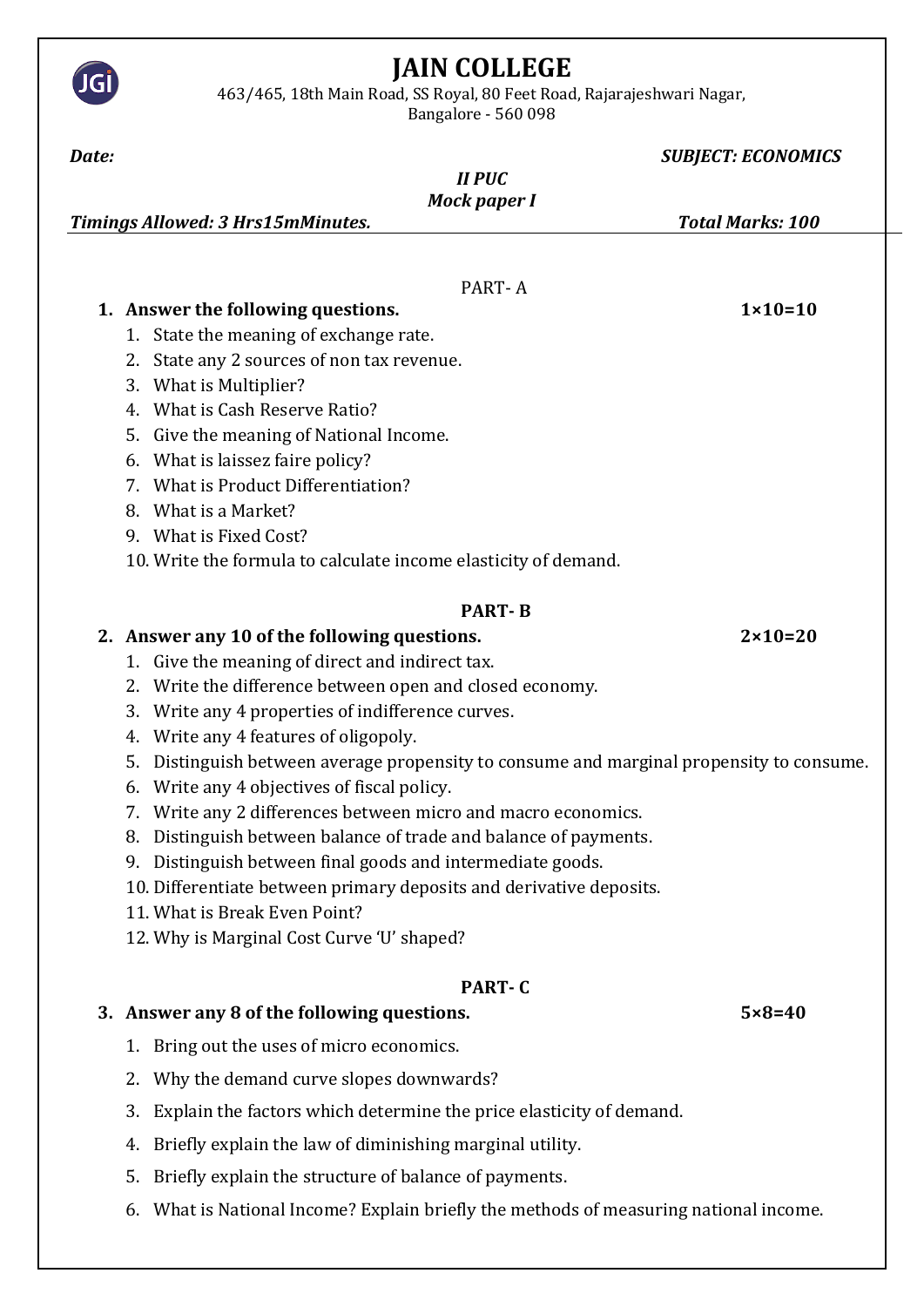# JAIN COLLEGE

463/465, 18th Main Road, SS Royal, 80 Feet Road, Rajarajeshwari Nagar, Bangalore - 560 098

***Date:*** ***SUBJECT: ECONOMICS***

***II PUC***

***Mock paper I***

***Timings Allowed: 3 Hrs15mMinutes.*** ***Total Marks: 100***

## PART- A

**1. Answer the following questions.** **1×10=10**

1. State the meaning of exchange rate.
2. State any 2 sources of non tax revenue.
3. What is Multiplier?
4. What is Cash Reserve Ratio?
5. Give the meaning of National Income.
6. What is laissez faire policy?
7. What is Product Differentiation?
8. What is a Market?
9. What is Fixed Cost?
10. Write the formula to calculate income elasticity of demand.

## PART- B

**2. Answer any 10 of the following questions.** **2×10=20**

1. Give the meaning of direct and indirect tax.
2. Write the difference between open and closed economy.
3. Write any 4 properties of indifference curves.
4. Write any 4 features of oligopoly.
5. Distinguish between average propensity to consume and marginal propensity to consume.
6. Write any 4 objectives of fiscal policy.
7. Write any 2 differences between micro and macro economics.
8. Distinguish between balance of trade and balance of payments.
9. Distinguish between final goods and intermediate goods.
10. Differentiate between primary deposits and derivative deposits.
11. What is Break Even Point?
12. Why is Marginal Cost Curve 'U' shaped?

## PART- C

**3. Answer any 8 of the following questions.** **5×8=40**

1. Bring out the uses of micro economics.
2. Why the demand curve slopes downwards?
3. Explain the factors which determine the price elasticity of demand.
4. Briefly explain the law of diminishing marginal utility.
5. Briefly explain the structure of balance of payments.
6. What is National Income? Explain briefly the methods of measuring national income.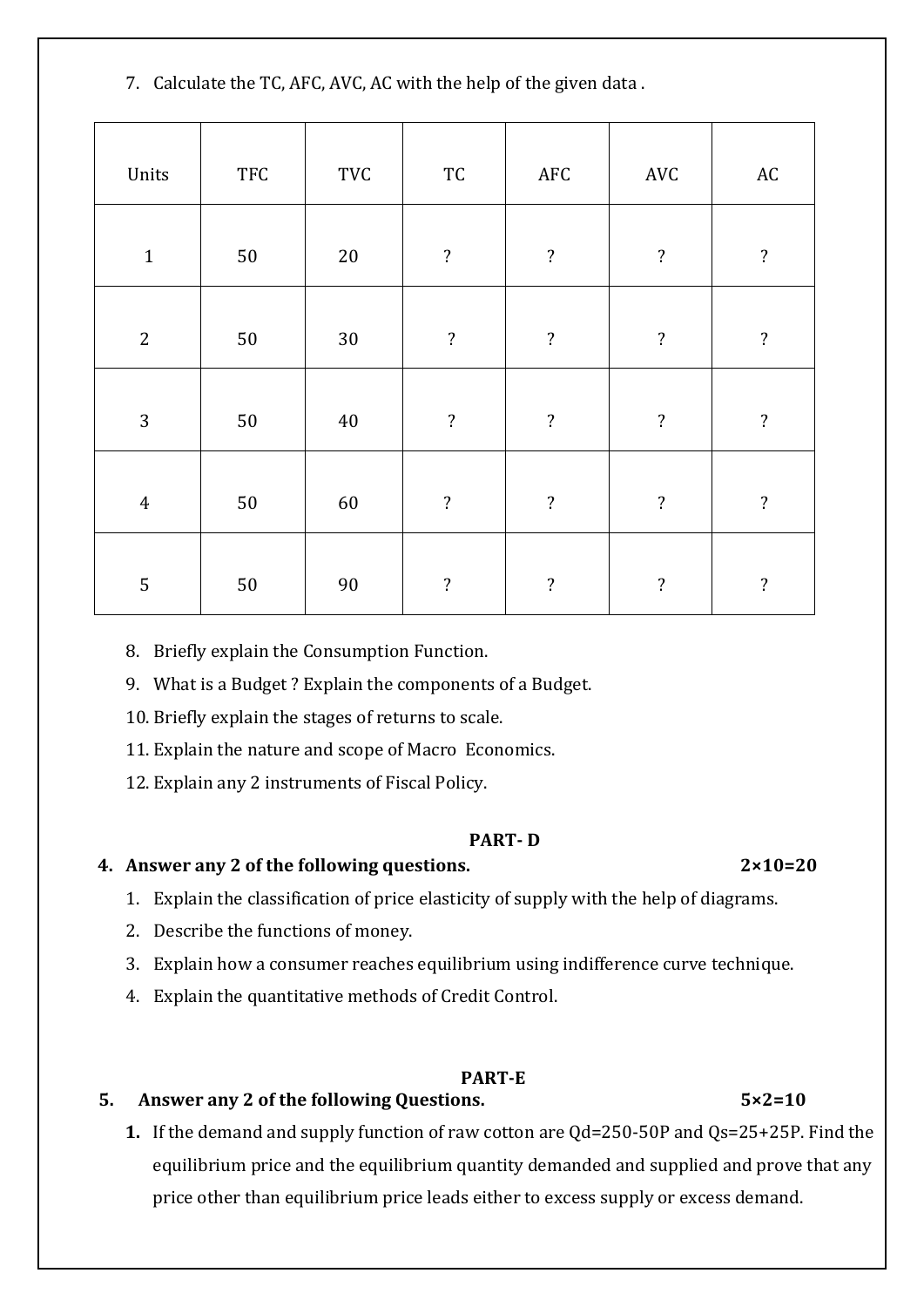7. Calculate the TC, AFC, AVC, AC with the help of the given data .

| Units | TFC | TVC | TC | AFC | AVC | AC |
|---|---|---|---|---|---|---|
| 1 | 50 | 20 | ? | ? | ? | ? |
| 2 | 50 | 30 | ? | ? | ? | ? |
| 3 | 50 | 40 | ? | ? | ? | ? |
| 4 | 50 | 60 | ? | ? | ? | ? |
| 5 | 50 | 90 | ? | ? | ? | ? |

8. Briefly explain the Consumption Function.
9. What is a Budget ? Explain the components of a Budget.
10. Briefly explain the stages of returns to scale.
11. Explain the nature and scope of Macro Economics.
12. Explain any 2 instruments of Fiscal Policy.

## PART- D

**4. Answer any 2 of the following questions. 2×10=20**

1. Explain the classification of price elasticity of supply with the help of diagrams.
2. Describe the functions of money.
3. Explain how a consumer reaches equilibrium using indifference curve technique.
4. Explain the quantitative methods of Credit Control.

## PART-E

**5. Answer any 2 of the following Questions. 5×2=10**

**1.** If the demand and supply function of raw cotton are $Qd=250-50P$ and $Qs=25+25P$. Find the equilibrium price and the equilibrium quantity demanded and supplied and prove that any price other than equilibrium price leads either to excess supply or excess demand.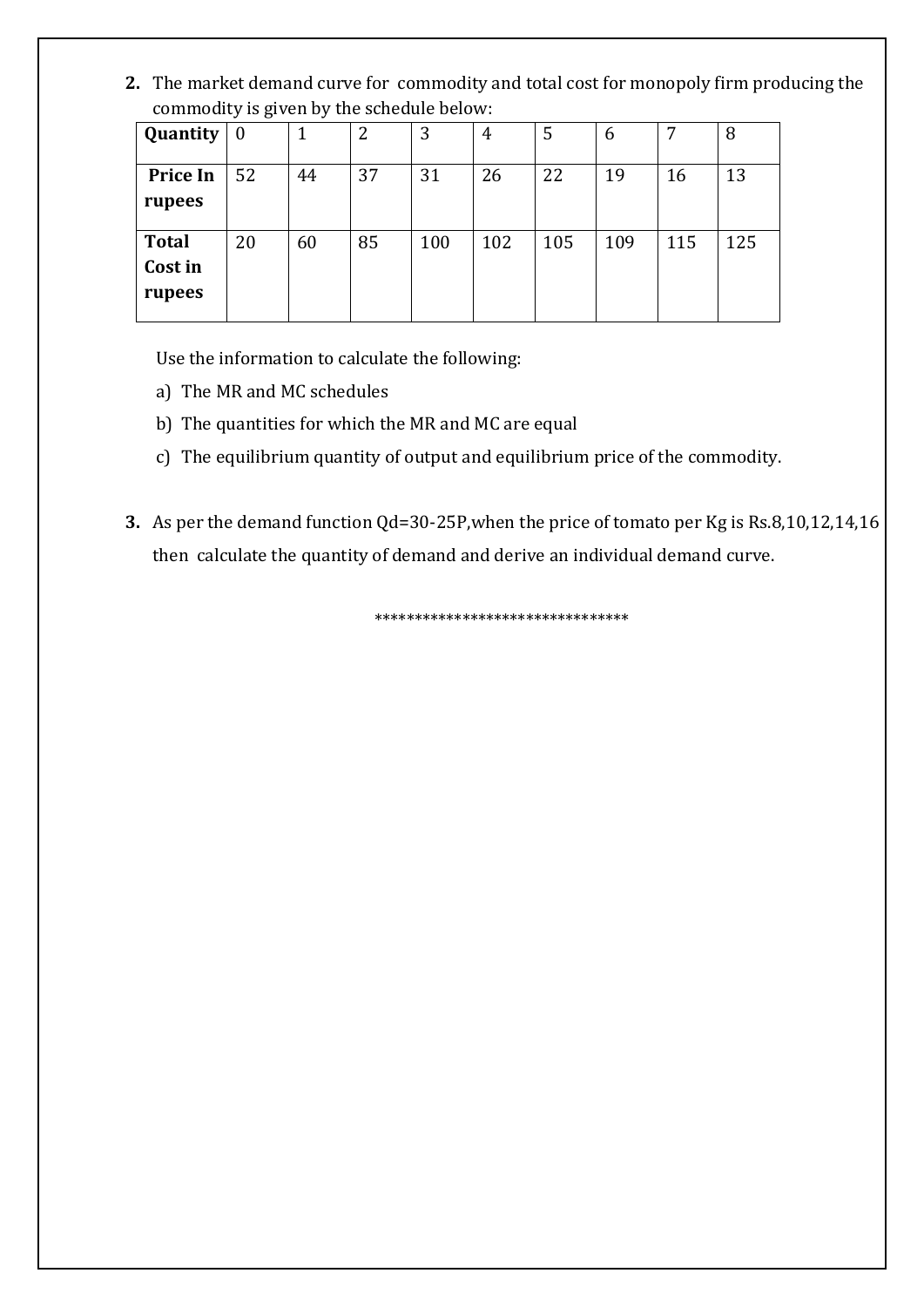2. The market demand curve for commodity and total cost for monopoly firm producing the commodity is given by the schedule below:

| Quantity | 0 | 1 | 2 | 3 | 4 | 5 | 6 | 7 | 8 |
|---|---|---|---|---|---|---|---|---|---|
| Price In rupees | 52 | 44 | 37 | 31 | 26 | 22 | 19 | 16 | 13 |
| Total Cost in rupees | 20 | 60 | 85 | 100 | 102 | 105 | 109 | 115 | 125 |

Use the information to calculate the following:

a) The MR and MC schedules

b) The quantities for which the MR and MC are equal

c) The equilibrium quantity of output and equilibrium price of the commodity.

3. As per the demand function Qd=30-25P,when the price of tomato per Kg is Rs.8,10,12,14,16 then calculate the quantity of demand and derive an individual demand curve.

********************************